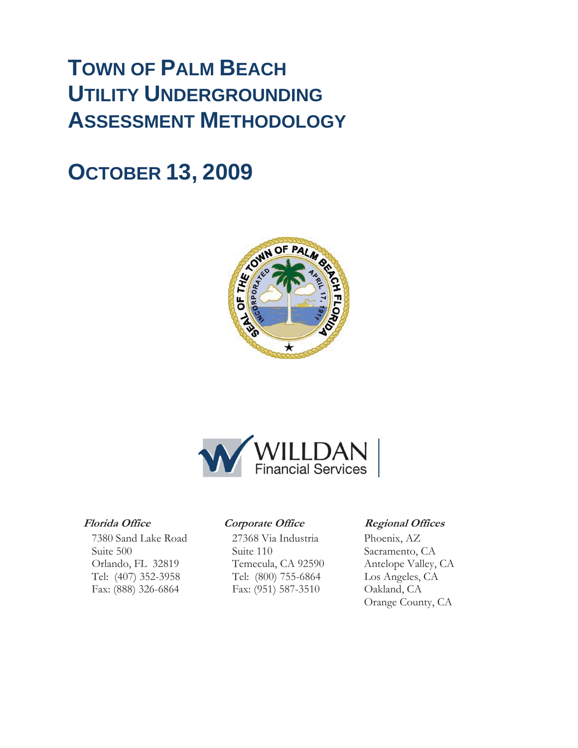# TOWN OF PALM BEACH UTILITY UNDERGROUNDING ASSESSMENT METHODOLOGY

# OCTOBER 13, 2009

WILLDAN
Financial Services

***Florida Office***

7380 Sand Lake Road
Suite 500
Orlando, FL 32819
Tel: (407) 352-3958
Fax: (888) 326-6864

***Corporate Office***

27368 Via Industria
Suite 110
Temecula, CA 92590
Tel: (800) 755-6864
Fax: (951) 587-3510

***Regional Offices***

Phoenix, AZ
Sacramento, CA
Antelope Valley, CA
Los Angeles, CA
Oakland, CA
Orange County, CA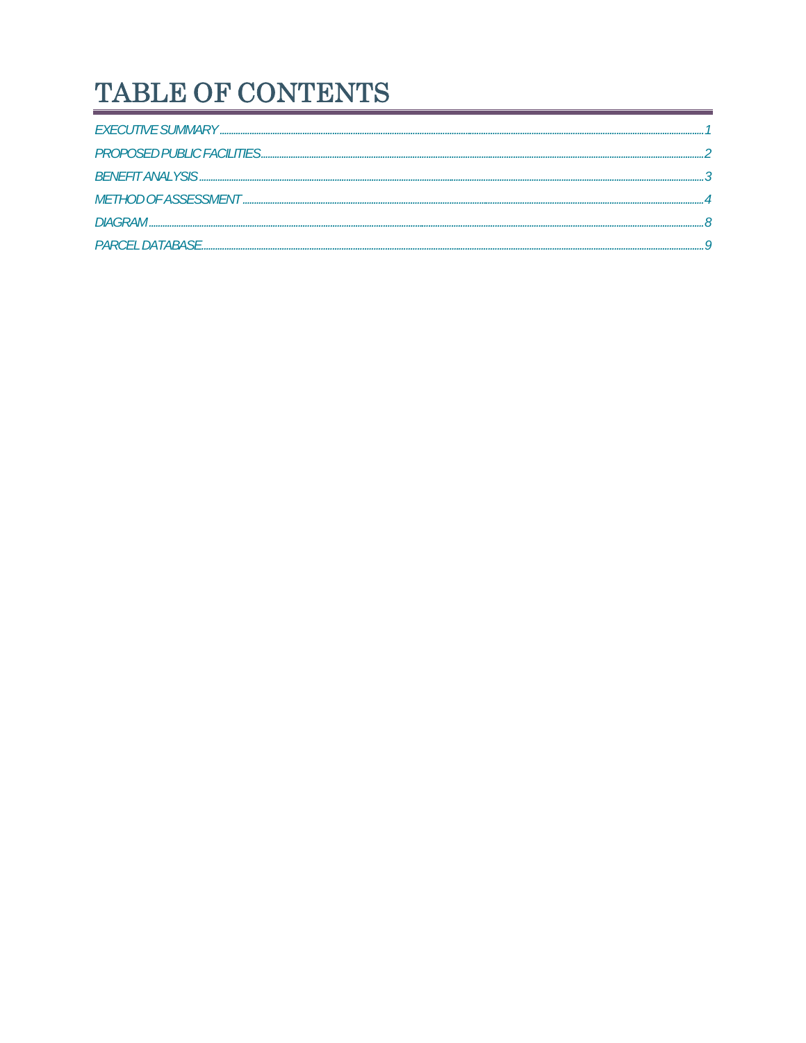# TABLE OF CONTENTS

*EXECUTIVE SUMMARY* ........................................................ *1*

*PROPOSED PUBLIC FACILITIES* ........................................................ *2*

*BENEFIT ANALYSIS* ........................................................ *3*

*METHOD OF ASSESSMENT* ........................................................ *4*

*DIAGRAM* ........................................................ *8*

*PARCEL DATABASE* ........................................................ *9*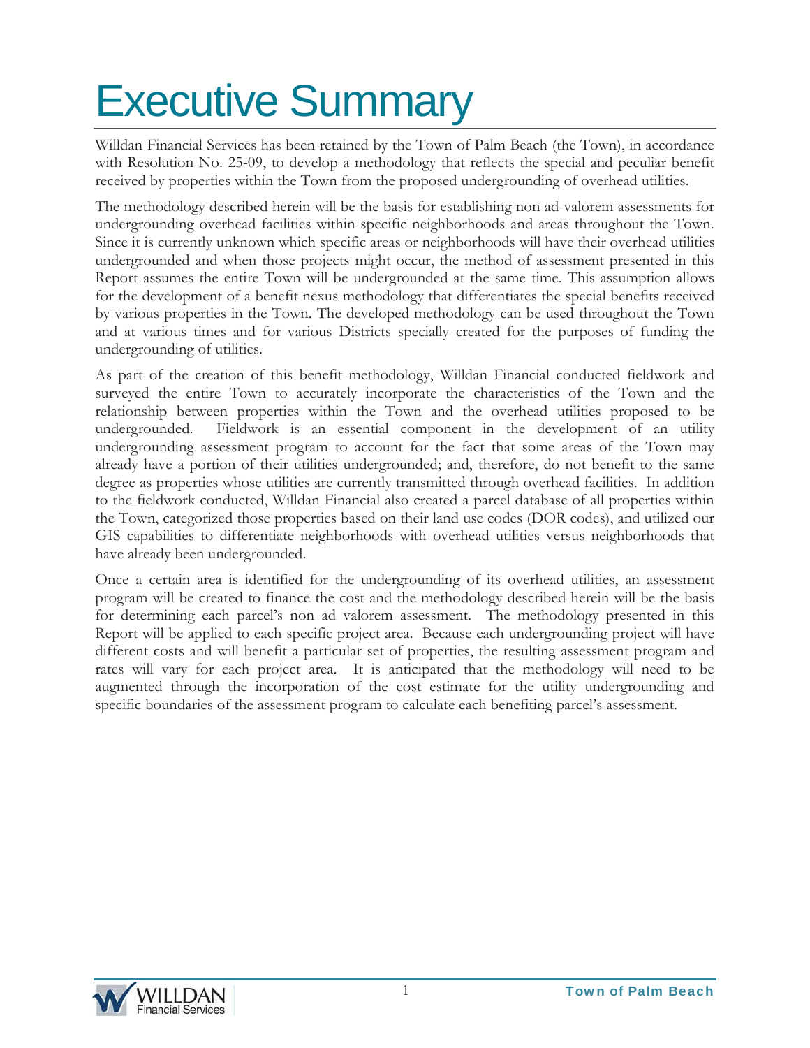# Executive Summary

Willdan Financial Services has been retained by the Town of Palm Beach (the Town), in accordance with Resolution No. 25-09, to develop a methodology that reflects the special and peculiar benefit received by properties within the Town from the proposed undergrounding of overhead utilities.

The methodology described herein will be the basis for establishing non ad-valorem assessments for undergrounding overhead facilities within specific neighborhoods and areas throughout the Town. Since it is currently unknown which specific areas or neighborhoods will have their overhead utilities undergrounded and when those projects might occur, the method of assessment presented in this Report assumes the entire Town will be undergrounded at the same time. This assumption allows for the development of a benefit nexus methodology that differentiates the special benefits received by various properties in the Town. The developed methodology can be used throughout the Town and at various times and for various Districts specially created for the purposes of funding the undergrounding of utilities.

As part of the creation of this benefit methodology, Willdan Financial conducted fieldwork and surveyed the entire Town to accurately incorporate the characteristics of the Town and the relationship between properties within the Town and the overhead utilities proposed to be undergrounded. Fieldwork is an essential component in the development of an utility undergrounding assessment program to account for the fact that some areas of the Town may already have a portion of their utilities undergrounded; and, therefore, do not benefit to the same degree as properties whose utilities are currently transmitted through overhead facilities. In addition to the fieldwork conducted, Willdan Financial also created a parcel database of all properties within the Town, categorized those properties based on their land use codes (DOR codes), and utilized our GIS capabilities to differentiate neighborhoods with overhead utilities versus neighborhoods that have already been undergrounded.

Once a certain area is identified for the undergrounding of its overhead utilities, an assessment program will be created to finance the cost and the methodology described herein will be the basis for determining each parcel's non ad valorem assessment. The methodology presented in this Report will be applied to each specific project area. Because each undergrounding project will have different costs and will benefit a particular set of properties, the resulting assessment program and rates will vary for each project area. It is anticipated that the methodology will need to be augmented through the incorporation of the cost estimate for the utility undergrounding and specific boundaries of the assessment program to calculate each benefiting parcel's assessment.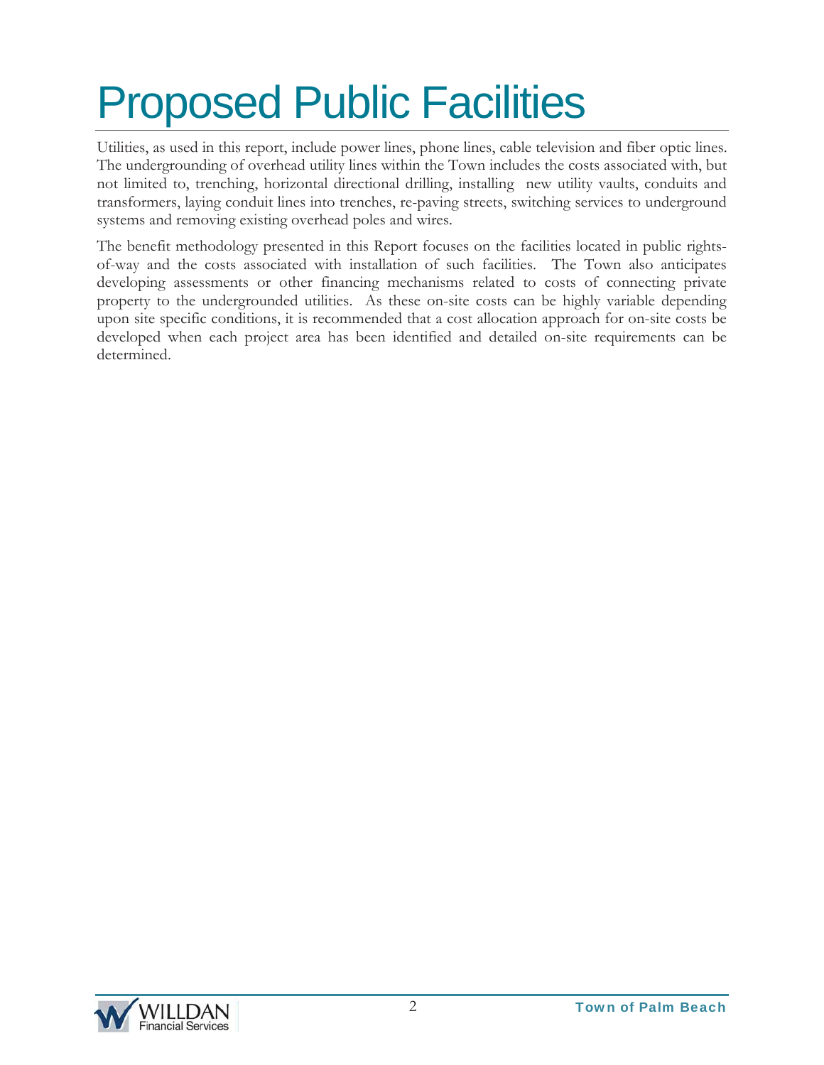# Proposed Public Facilities

Utilities, as used in this report, include power lines, phone lines, cable television and fiber optic lines. The undergrounding of overhead utility lines within the Town includes the costs associated with, but not limited to, trenching, horizontal directional drilling, installing new utility vaults, conduits and transformers, laying conduit lines into trenches, re-paving streets, switching services to underground systems and removing existing overhead poles and wires.

The benefit methodology presented in this Report focuses on the facilities located in public rights-of-way and the costs associated with installation of such facilities. The Town also anticipates developing assessments or other financing mechanisms related to costs of connecting private property to the undergrounded utilities. As these on-site costs can be highly variable depending upon site specific conditions, it is recommended that a cost allocation approach for on-site costs be developed when each project area has been identified and detailed on-site requirements can be determined.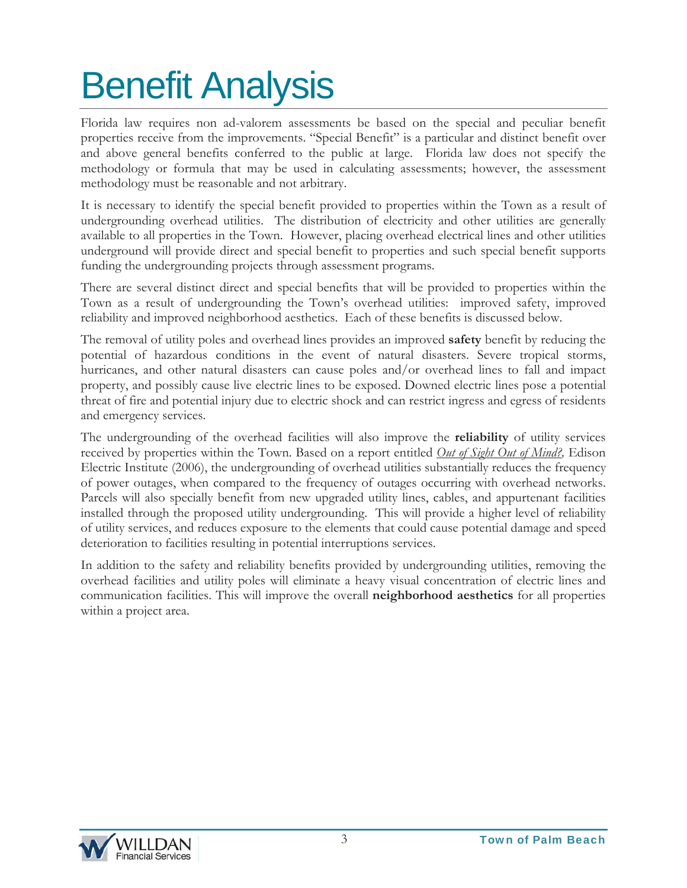# Benefit Analysis

Florida law requires non ad-valorem assessments be based on the special and peculiar benefit properties receive from the improvements. "Special Benefit" is a particular and distinct benefit over and above general benefits conferred to the public at large. Florida law does not specify the methodology or formula that may be used in calculating assessments; however, the assessment methodology must be reasonable and not arbitrary.

It is necessary to identify the special benefit provided to properties within the Town as a result of undergrounding overhead utilities. The distribution of electricity and other utilities are generally available to all properties in the Town. However, placing overhead electrical lines and other utilities underground will provide direct and special benefit to properties and such special benefit supports funding the undergrounding projects through assessment programs.

There are several distinct direct and special benefits that will be provided to properties within the Town as a result of undergrounding the Town's overhead utilities: improved safety, improved reliability and improved neighborhood aesthetics. Each of these benefits is discussed below.

The removal of utility poles and overhead lines provides an improved **safety** benefit by reducing the potential of hazardous conditions in the event of natural disasters. Severe tropical storms, hurricanes, and other natural disasters can cause poles and/or overhead lines to fall and impact property, and possibly cause live electric lines to be exposed. Downed electric lines pose a potential threat of fire and potential injury due to electric shock and can restrict ingress and egress of residents and emergency services.

The undergrounding of the overhead facilities will also improve the **reliability** of utility services received by properties within the Town. Based on a report entitled *Out of Sight Out of Mind?,* Edison Electric Institute (2006), the undergrounding of overhead utilities substantially reduces the frequency of power outages, when compared to the frequency of outages occurring with overhead networks. Parcels will also specially benefit from new upgraded utility lines, cables, and appurtenant facilities installed through the proposed utility undergrounding. This will provide a higher level of reliability of utility services, and reduces exposure to the elements that could cause potential damage and speed deterioration to facilities resulting in potential interruptions services.

In addition to the safety and reliability benefits provided by undergrounding utilities, removing the overhead facilities and utility poles will eliminate a heavy visual concentration of electric lines and communication facilities. This will improve the overall **neighborhood aesthetics** for all properties within a project area.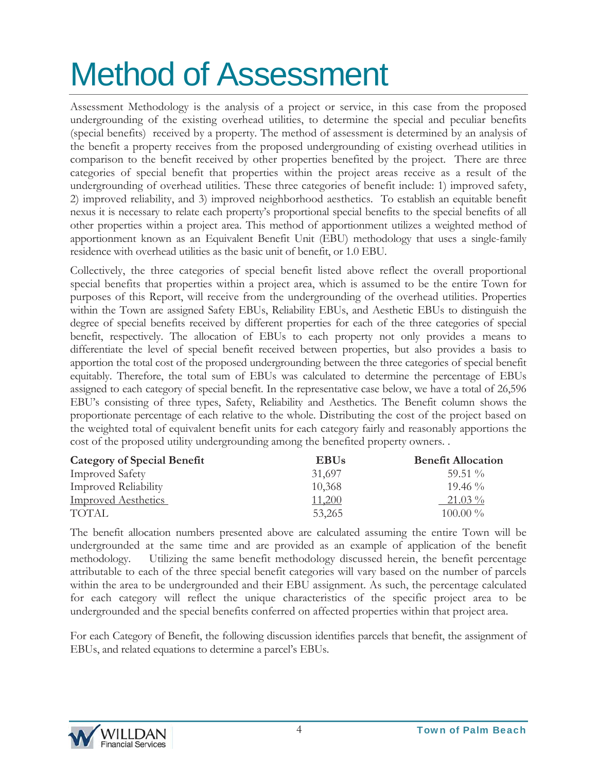# Method of Assessment

Assessment Methodology is the analysis of a project or service, in this case from the proposed undergrounding of the existing overhead utilities, to determine the special and peculiar benefits (special benefits) received by a property. The method of assessment is determined by an analysis of the benefit a property receives from the proposed undergrounding of existing overhead utilities in comparison to the benefit received by other properties benefited by the project. There are three categories of special benefit that properties within the project areas receive as a result of the undergrounding of overhead utilities. These three categories of benefit include: 1) improved safety, 2) improved reliability, and 3) improved neighborhood aesthetics. To establish an equitable benefit nexus it is necessary to relate each property's proportional special benefits to the special benefits of all other properties within a project area. This method of apportionment utilizes a weighted method of apportionment known as an Equivalent Benefit Unit (EBU) methodology that uses a single-family residence with overhead utilities as the basic unit of benefit, or 1.0 EBU.

Collectively, the three categories of special benefit listed above reflect the overall proportional special benefits that properties within a project area, which is assumed to be the entire Town for purposes of this Report, will receive from the undergrounding of the overhead utilities. Properties within the Town are assigned Safety EBUs, Reliability EBUs, and Aesthetic EBUs to distinguish the degree of special benefits received by different properties for each of the three categories of special benefit, respectively. The allocation of EBUs to each property not only provides a means to differentiate the level of special benefit received between properties, but also provides a basis to apportion the total cost of the proposed undergrounding between the three categories of special benefit equitably. Therefore, the total sum of EBUs was calculated to determine the percentage of EBUs assigned to each category of special benefit. In the representative case below, we have a total of 26,596 EBU's consisting of three types, Safety, Reliability and Aesthetics. The Benefit column shows the proportionate percentage of each relative to the whole. Distributing the cost of the project based on the weighted total of equivalent benefit units for each category fairly and reasonably apportions the cost of the proposed utility undergrounding among the benefited property owners. .

| Category of Special Benefit | EBUs | Benefit Allocation |
|---|---|---|
| Improved Safety | 31,697 | 59.51 % |
| Improved Reliability | 10,368 | 19.46 % |
| Improved Aesthetics | 11,200 | 21.03 % |
| TOTAL | 53,265 | 100.00 % |

The benefit allocation numbers presented above are calculated assuming the entire Town will be undergrounded at the same time and are provided as an example of application of the benefit methodology. Utilizing the same benefit methodology discussed herein, the benefit percentage attributable to each of the three special benefit categories will vary based on the number of parcels within the area to be undergrounded and their EBU assignment. As such, the percentage calculated for each category will reflect the unique characteristics of the specific project area to be undergrounded and the special benefits conferred on affected properties within that project area.

For each Category of Benefit, the following discussion identifies parcels that benefit, the assignment of EBUs, and related equations to determine a parcel's EBUs.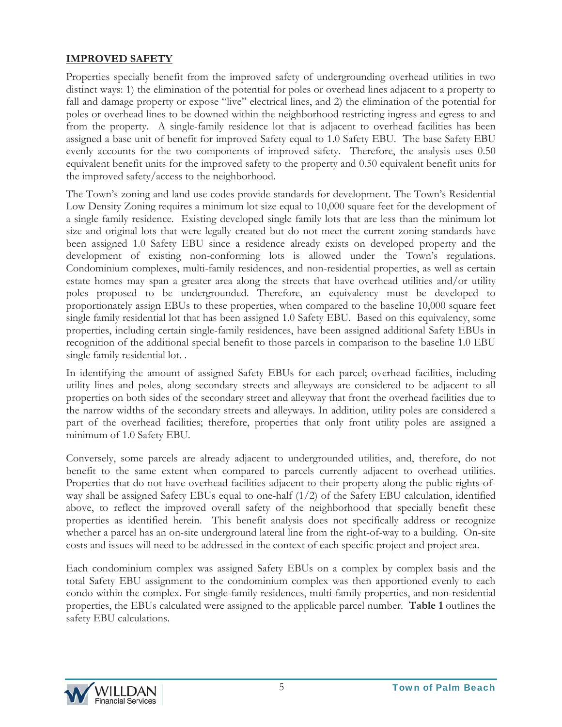## **IMPROVED SAFETY**

Properties specially benefit from the improved safety of undergrounding overhead utilities in two distinct ways: 1) the elimination of the potential for poles or overhead lines adjacent to a property to fall and damage property or expose "live" electrical lines, and 2) the elimination of the potential for poles or overhead lines to be downed within the neighborhood restricting ingress and egress to and from the property. A single-family residence lot that is adjacent to overhead facilities has been assigned a base unit of benefit for improved Safety equal to 1.0 Safety EBU. The base Safety EBU evenly accounts for the two components of improved safety. Therefore, the analysis uses 0.50 equivalent benefit units for the improved safety to the property and 0.50 equivalent benefit units for the improved safety/access to the neighborhood.

The Town's zoning and land use codes provide standards for development. The Town's Residential Low Density Zoning requires a minimum lot size equal to 10,000 square feet for the development of a single family residence. Existing developed single family lots that are less than the minimum lot size and original lots that were legally created but do not meet the current zoning standards have been assigned 1.0 Safety EBU since a residence already exists on developed property and the development of existing non-conforming lots is allowed under the Town's regulations. Condominium complexes, multi-family residences, and non-residential properties, as well as certain estate homes may span a greater area along the streets that have overhead utilities and/or utility poles proposed to be undergrounded. Therefore, an equivalency must be developed to proportionately assign EBUs to these properties, when compared to the baseline 10,000 square feet single family residential lot that has been assigned 1.0 Safety EBU. Based on this equivalency, some properties, including certain single-family residences, have been assigned additional Safety EBUs in recognition of the additional special benefit to those parcels in comparison to the baseline 1.0 EBU single family residential lot. .

In identifying the amount of assigned Safety EBUs for each parcel; overhead facilities, including utility lines and poles, along secondary streets and alleyways are considered to be adjacent to all properties on both sides of the secondary street and alleyway that front the overhead facilities due to the narrow widths of the secondary streets and alleyways. In addition, utility poles are considered a part of the overhead facilities; therefore, properties that only front utility poles are assigned a minimum of 1.0 Safety EBU.

Conversely, some parcels are already adjacent to undergrounded utilities, and, therefore, do not benefit to the same extent when compared to parcels currently adjacent to overhead utilities. Properties that do not have overhead facilities adjacent to their property along the public rights-of-way shall be assigned Safety EBUs equal to one-half (1/2) of the Safety EBU calculation, identified above, to reflect the improved overall safety of the neighborhood that specially benefit these properties as identified herein. This benefit analysis does not specifically address or recognize whether a parcel has an on-site underground lateral line from the right-of-way to a building. On-site costs and issues will need to be addressed in the context of each specific project and project area.

Each condominium complex was assigned Safety EBUs on a complex by complex basis and the total Safety EBU assignment to the condominium complex was then apportioned evenly to each condo within the complex. For single-family residences, multi-family properties, and non-residential properties, the EBUs calculated were assigned to the applicable parcel number. **Table 1** outlines the safety EBU calculations.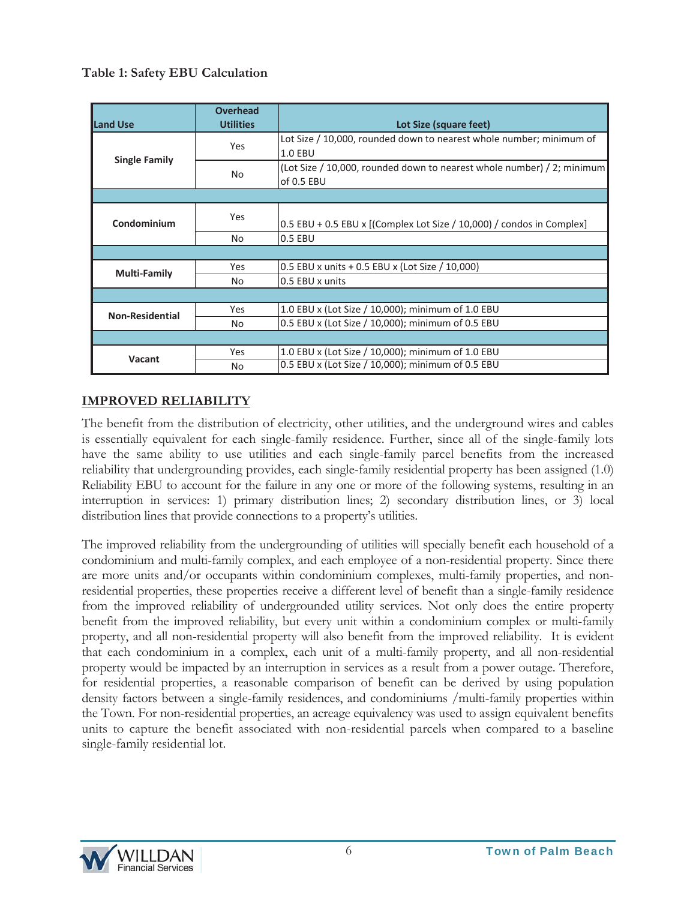**Table 1: Safety EBU Calculation**

| Land Use | Overhead Utilities | Lot Size (square feet) |
|---|---|---|
| Single Family | Yes | Lot Size / 10,000, rounded down to nearest whole number; minimum of 1.0 EBU |
| | No | (Lot Size / 10,000, rounded down to nearest whole number) / 2; minimum of 0.5 EBU |
| Condominium | Yes | 0.5 EBU + 0.5 EBU x [(Complex Lot Size / 10,000) / condos in Complex] |
| | No | 0.5 EBU |
| Multi-Family | Yes | 0.5 EBU x units + 0.5 EBU x (Lot Size / 10,000) |
| | No | 0.5 EBU x units |
| Non-Residential | Yes | 1.0 EBU x (Lot Size / 10,000); minimum of 1.0 EBU |
| | No | 0.5 EBU x (Lot Size / 10,000); minimum of 0.5 EBU |
| Vacant | Yes | 1.0 EBU x (Lot Size / 10,000); minimum of 1.0 EBU |
| | No | 0.5 EBU x (Lot Size / 10,000); minimum of 0.5 EBU |

## IMPROVED RELIABILITY

The benefit from the distribution of electricity, other utilities, and the underground wires and cables is essentially equivalent for each single-family residence. Further, since all of the single-family lots have the same ability to use utilities and each single-family parcel benefits from the increased reliability that undergrounding provides, each single-family residential property has been assigned (1.0) Reliability EBU to account for the failure in any one or more of the following systems, resulting in an interruption in services: 1) primary distribution lines; 2) secondary distribution lines, or 3) local distribution lines that provide connections to a property's utilities.

The improved reliability from the undergrounding of utilities will specially benefit each household of a condominium and multi-family complex, and each employee of a non-residential property. Since there are more units and/or occupants within condominium complexes, multi-family properties, and non-residential properties, these properties receive a different level of benefit than a single-family residence from the improved reliability of undergrounded utility services. Not only does the entire property benefit from the improved reliability, but every unit within a condominium complex or multi-family property, and all non-residential property will also benefit from the improved reliability. It is evident that each condominium in a complex, each unit of a multi-family property, and all non-residential property would be impacted by an interruption in services as a result from a power outage. Therefore, for residential properties, a reasonable comparison of benefit can be derived by using population density factors between a single-family residences, and condominiums /multi-family properties within the Town. For non-residential properties, an acreage equivalency was used to assign equivalent benefits units to capture the benefit associated with non-residential parcels when compared to a baseline single-family residential lot.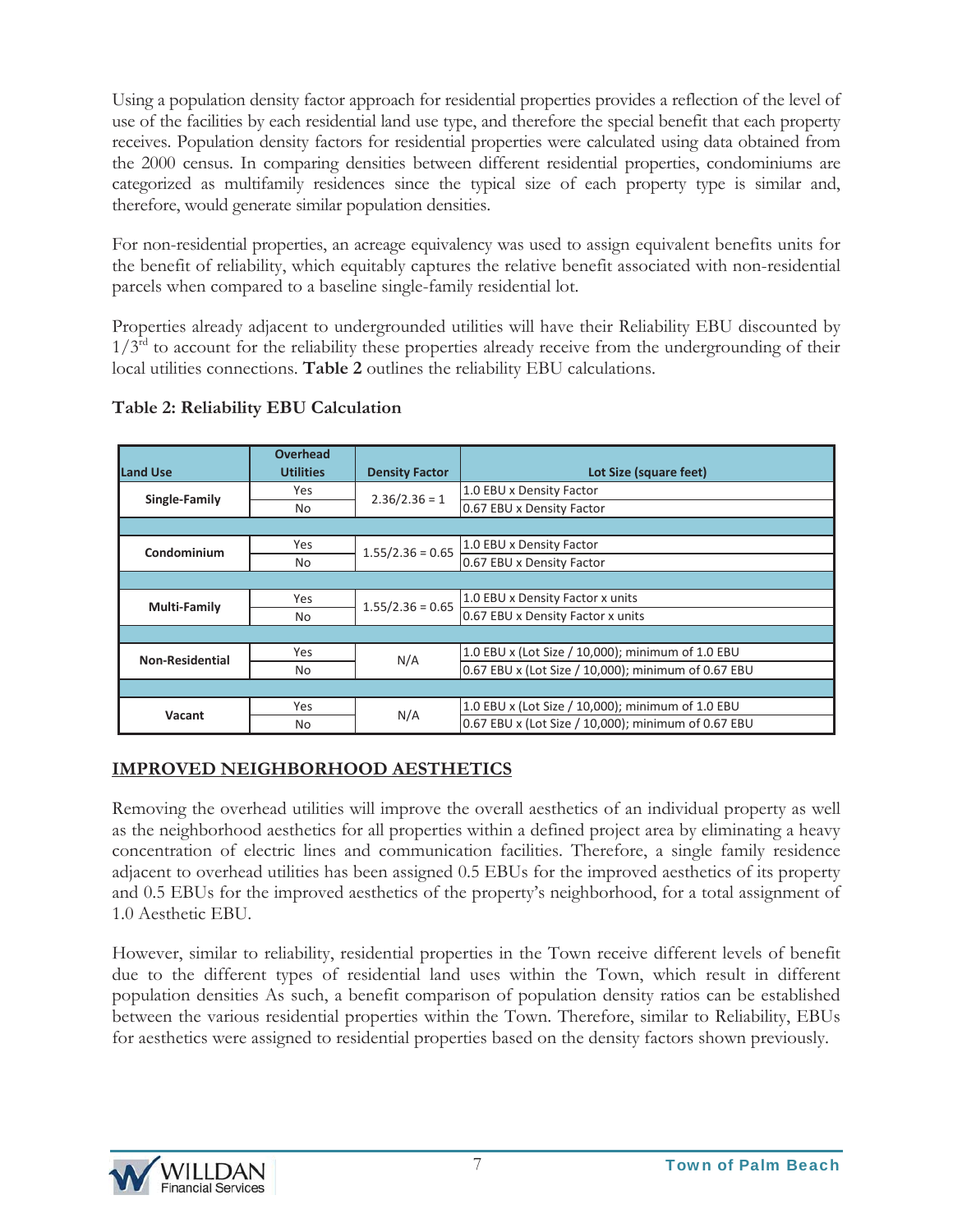Using a population density factor approach for residential properties provides a reflection of the level of use of the facilities by each residential land use type, and therefore the special benefit that each property receives. Population density factors for residential properties were calculated using data obtained from the 2000 census. In comparing densities between different residential properties, condominiums are categorized as multifamily residences since the typical size of each property type is similar and, therefore, would generate similar population densities.

For non-residential properties, an acreage equivalency was used to assign equivalent benefits units for the benefit of reliability, which equitably captures the relative benefit associated with non-residential parcels when compared to a baseline single-family residential lot.

Properties already adjacent to undergrounded utilities will have their Reliability EBU discounted by 1/3rd to account for the reliability these properties already receive from the undergrounding of their local utilities connections. **Table 2** outlines the reliability EBU calculations.

**Table 2: Reliability EBU Calculation**

| Land Use | Overhead Utilities | Density Factor | Lot Size (square feet) |
|---|---|---|---|
| Single-Family | Yes | 2.36/2.36 = 1 | 1.0 EBU x Density Factor |
| | No | | 0.67 EBU x Density Factor |
| Condominium | Yes | 1.55/2.36 = 0.65 | 1.0 EBU x Density Factor |
| | No | | 0.67 EBU x Density Factor |
| Multi-Family | Yes | 1.55/2.36 = 0.65 | 1.0 EBU x Density Factor x units |
| | No | | 0.67 EBU x Density Factor x units |
| Non-Residential | Yes | N/A | 1.0 EBU x (Lot Size / 10,000); minimum of 1.0 EBU |
| | No | | 0.67 EBU x (Lot Size / 10,000); minimum of 0.67 EBU |
| Vacant | Yes | N/A | 1.0 EBU x (Lot Size / 10,000); minimum of 1.0 EBU |
| | No | | 0.67 EBU x (Lot Size / 10,000); minimum of 0.67 EBU |

## IMPROVED NEIGHBORHOOD AESTHETICS

Removing the overhead utilities will improve the overall aesthetics of an individual property as well as the neighborhood aesthetics for all properties within a defined project area by eliminating a heavy concentration of electric lines and communication facilities. Therefore, a single family residence adjacent to overhead utilities has been assigned 0.5 EBUs for the improved aesthetics of its property and 0.5 EBUs for the improved aesthetics of the property's neighborhood, for a total assignment of 1.0 Aesthetic EBU.

However, similar to reliability, residential properties in the Town receive different levels of benefit due to the different types of residential land uses within the Town, which result in different population densities As such, a benefit comparison of population density ratios can be established between the various residential properties within the Town. Therefore, similar to Reliability, EBUs for aesthetics were assigned to residential properties based on the density factors shown previously.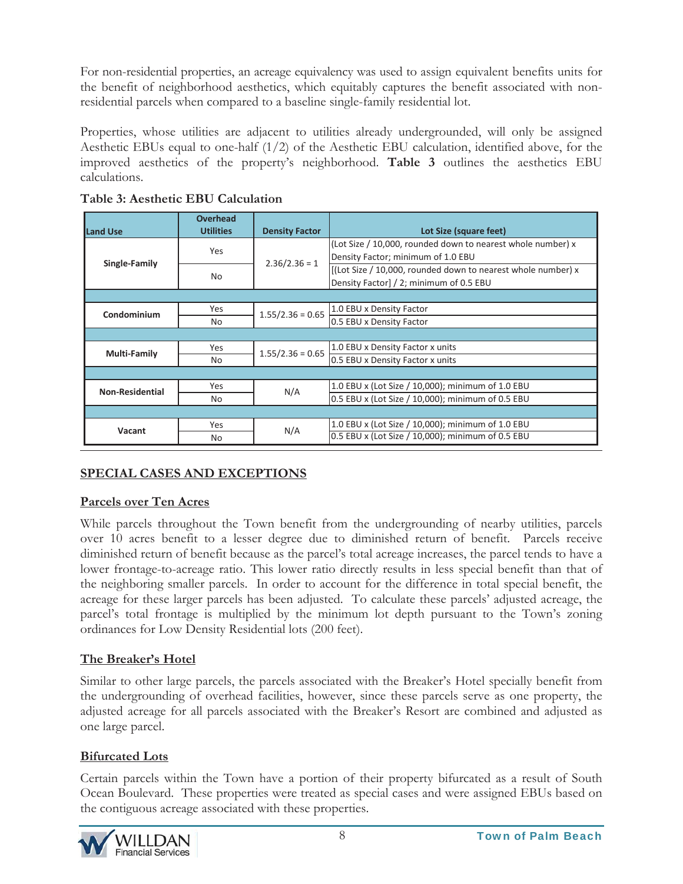For non-residential properties, an acreage equivalency was used to assign equivalent benefits units for the benefit of neighborhood aesthetics, which equitably captures the benefit associated with non-residential parcels when compared to a baseline single-family residential lot.

Properties, whose utilities are adjacent to utilities already undergrounded, will only be assigned Aesthetic EBUs equal to one-half (1/2) of the Aesthetic EBU calculation, identified above, for the improved aesthetics of the property's neighborhood. **Table 3** outlines the aesthetics EBU calculations.

**Table 3: Aesthetic EBU Calculation**

| Land Use | Overhead Utilities | Density Factor | Lot Size (square feet) |
|---|---|---|---|
| Single-Family | Yes | 2.36/2.36 = 1 | (Lot Size / 10,000, rounded down to nearest whole number) x Density Factor; minimum of 1.0 EBU |
| | No | | [(Lot Size / 10,000, rounded down to nearest whole number) x Density Factor] / 2; minimum of 0.5 EBU |
| Condominium | Yes | 1.55/2.36 = 0.65 | 1.0 EBU x Density Factor |
| | No | | 0.5 EBU x Density Factor |
| Multi-Family | Yes | 1.55/2.36 = 0.65 | 1.0 EBU x Density Factor x units |
| | No | | 0.5 EBU x Density Factor x units |
| Non-Residential | Yes | N/A | 1.0 EBU x (Lot Size / 10,000); minimum of 1.0 EBU |
| | No | | 0.5 EBU x (Lot Size / 10,000); minimum of 0.5 EBU |
| Vacant | Yes | N/A | 1.0 EBU x (Lot Size / 10,000); minimum of 1.0 EBU |
| | No | | 0.5 EBU x (Lot Size / 10,000); minimum of 0.5 EBU |

## SPECIAL CASES AND EXCEPTIONS

### Parcels over Ten Acres

While parcels throughout the Town benefit from the undergrounding of nearby utilities, parcels over 10 acres benefit to a lesser degree due to diminished return of benefit. Parcels receive diminished return of benefit because as the parcel's total acreage increases, the parcel tends to have a lower frontage-to-acreage ratio. This lower ratio directly results in less special benefit than that of the neighboring smaller parcels. In order to account for the difference in total special benefit, the acreage for these larger parcels has been adjusted. To calculate these parcels' adjusted acreage, the parcel's total frontage is multiplied by the minimum lot depth pursuant to the Town's zoning ordinances for Low Density Residential lots (200 feet).

### The Breaker's Hotel

Similar to other large parcels, the parcels associated with the Breaker's Hotel specially benefit from the undergrounding of overhead facilities, however, since these parcels serve as one property, the adjusted acreage for all parcels associated with the Breaker's Resort are combined and adjusted as one large parcel.

### Bifurcated Lots

Certain parcels within the Town have a portion of their property bifurcated as a result of South Ocean Boulevard. These properties were treated as special cases and were assigned EBUs based on the contiguous acreage associated with these properties.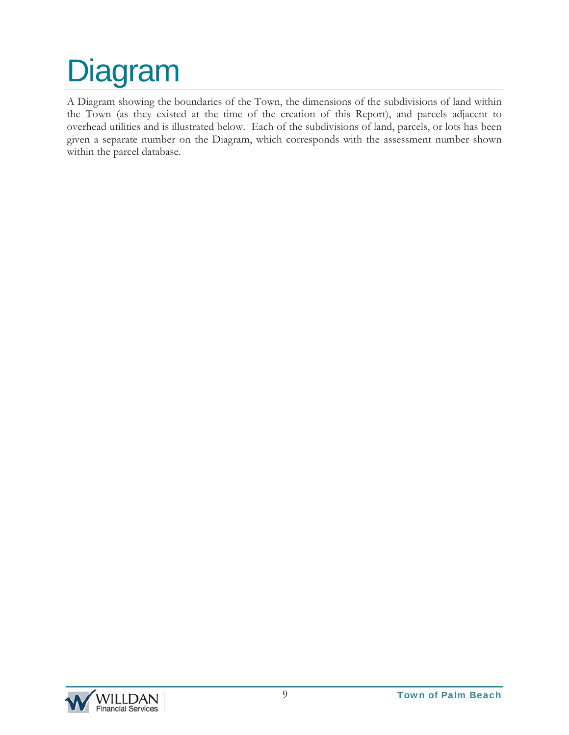# Diagram

A Diagram showing the boundaries of the Town, the dimensions of the subdivisions of land within the Town (as they existed at the time of the creation of this Report), and parcels adjacent to overhead utilities and is illustrated below. Each of the subdivisions of land, parcels, or lots has been given a separate number on the Diagram, which corresponds with the assessment number shown within the parcel database.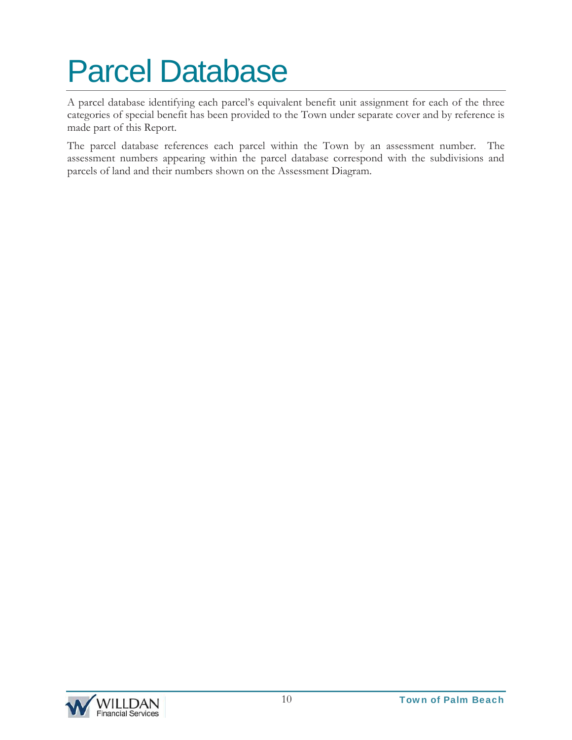# Parcel Database

A parcel database identifying each parcel's equivalent benefit unit assignment for each of the three categories of special benefit has been provided to the Town under separate cover and by reference is made part of this Report.

The parcel database references each parcel within the Town by an assessment number. The assessment numbers appearing within the parcel database correspond with the subdivisions and parcels of land and their numbers shown on the Assessment Diagram.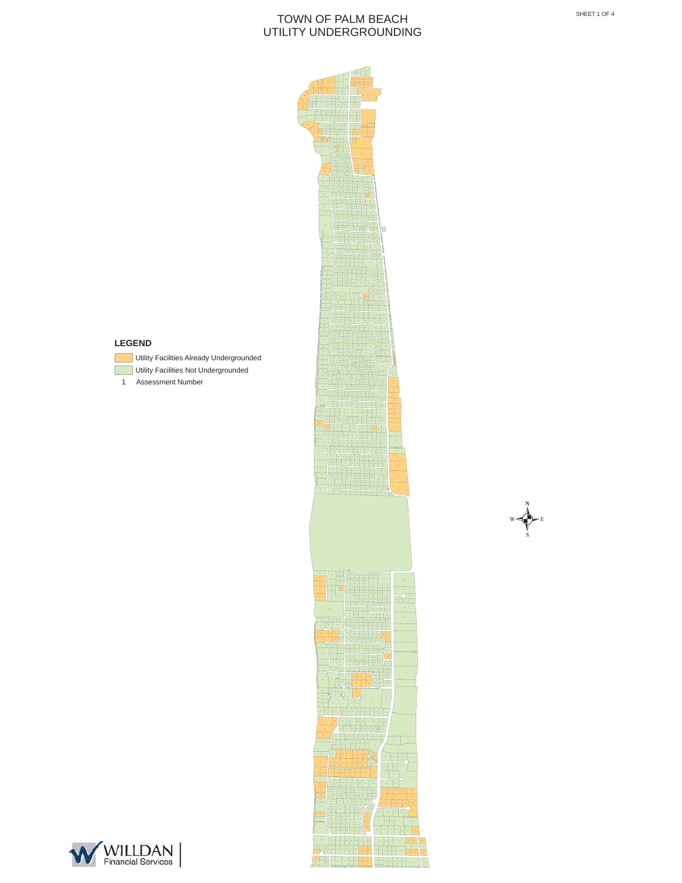# TOWN OF PALM BEACH
# UTILITY UNDERGROUNDING

SHEET 1 OF 4

**LEGEND**

- Utility Facilities Already Undergrounded
- Utility Facilities Not Undergrounded
- 1 Assessment Number

N
W E
S

WILLDAN Financial Services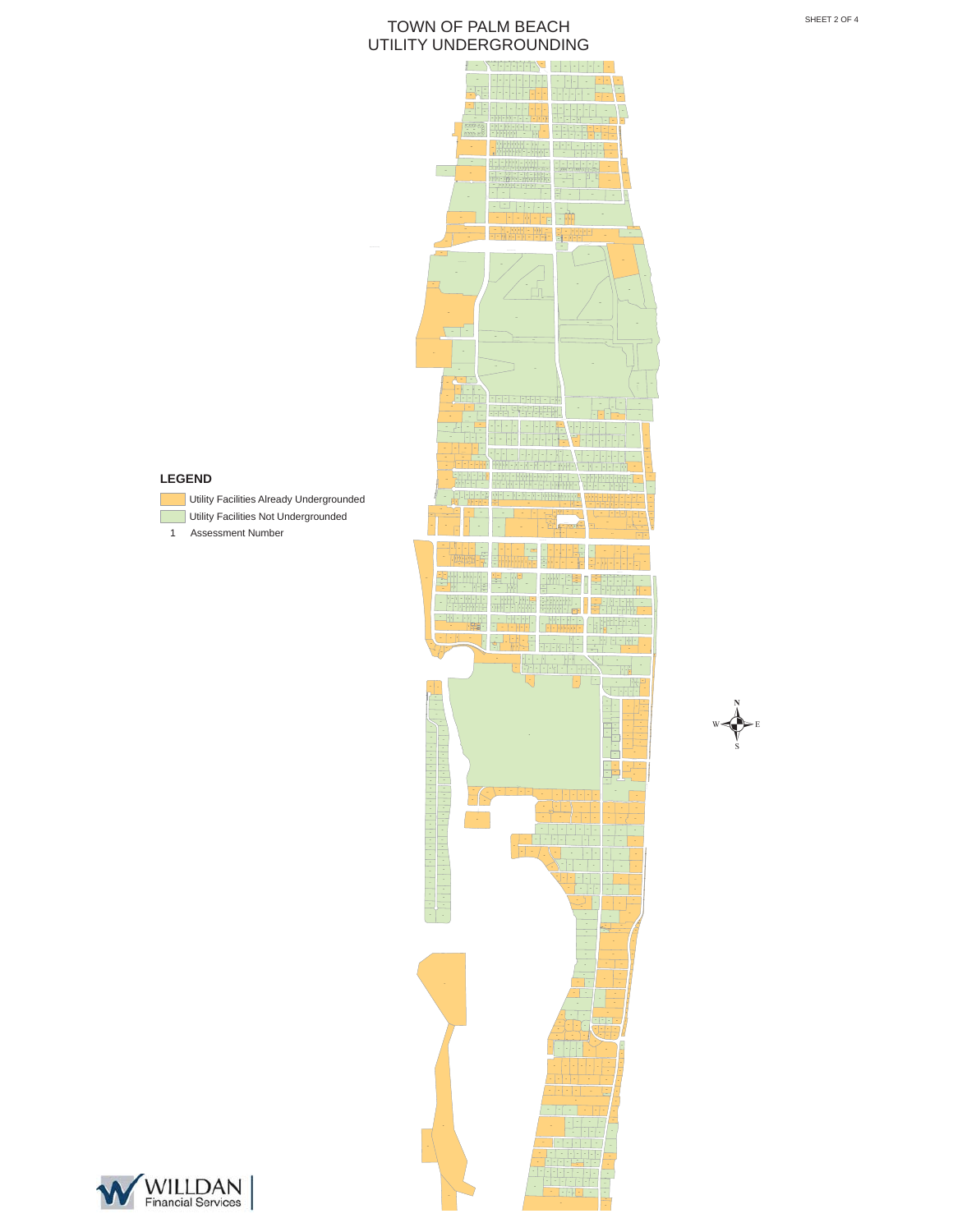# TOWN OF PALM BEACH
## UTILITY UNDERGROUNDING

SHEET 2 OF 4

**LEGEND**

- Utility Facilities Already Undergrounded
- Utility Facilities Not Undergrounded
- 1 Assessment Number

N
W E
S

WILLDAN Financial Services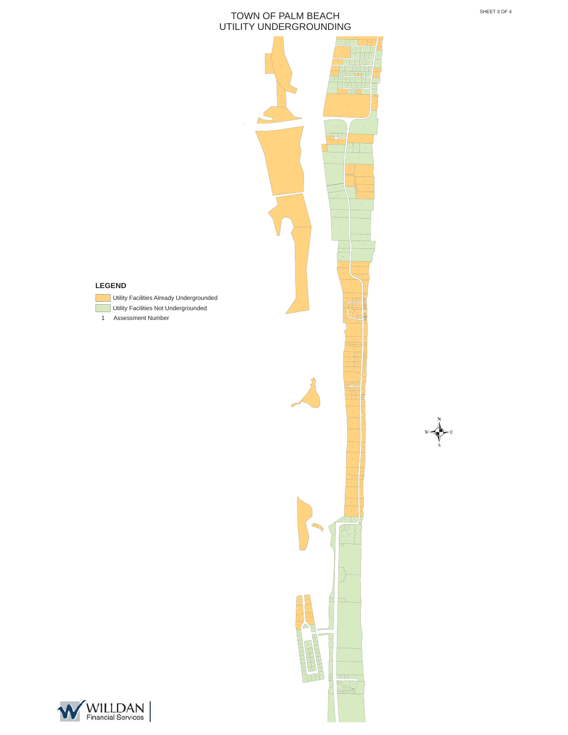# TOWN OF PALM BEACH
# UTILITY UNDERGROUNDING

**LEGEND**

- Utility Facilities Already Undergrounded
- Utility Facilities Not Undergrounded
- 1 Assessment Number

N
W E
S

WILLDAN Financial Services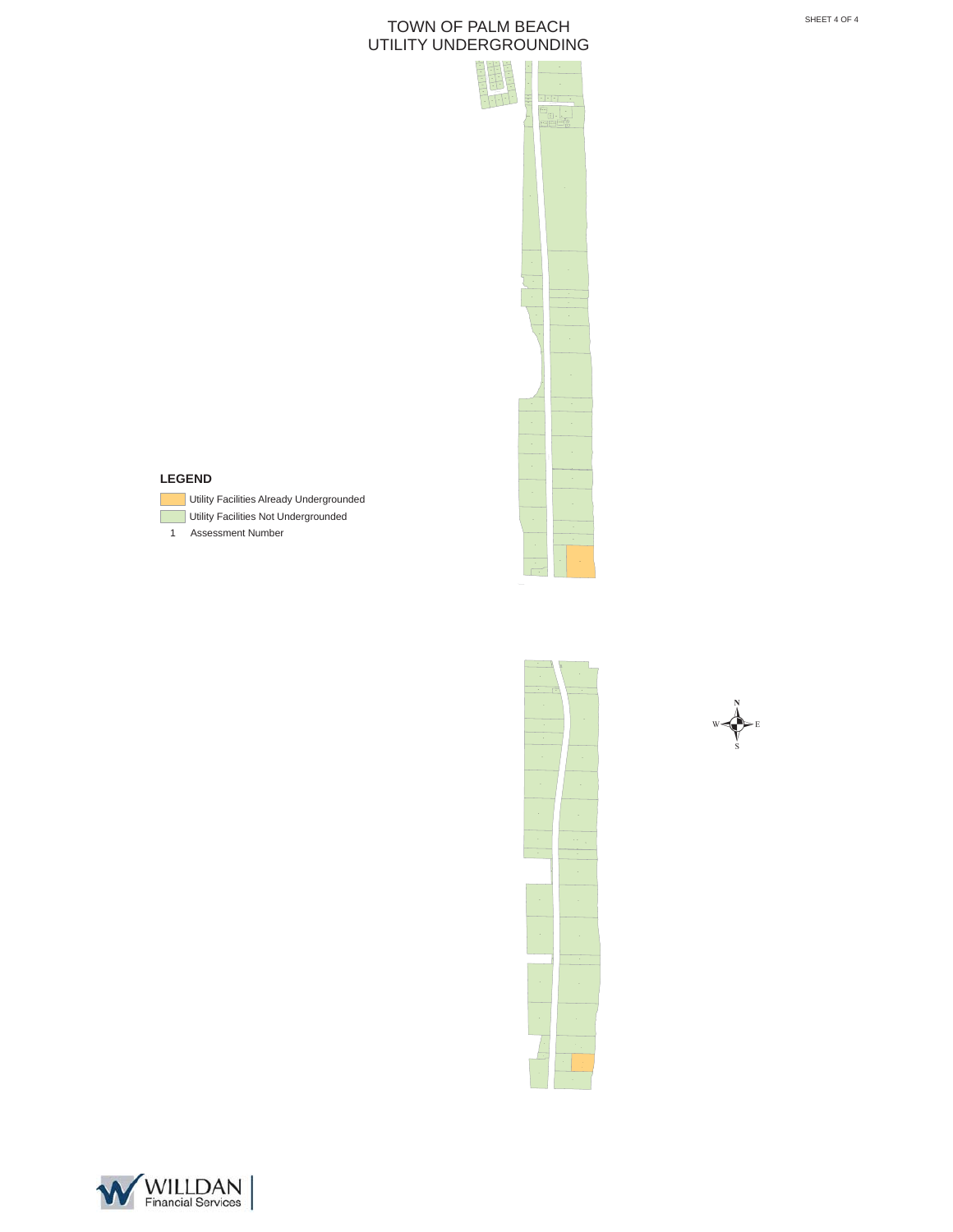# TOWN OF PALM BEACH
# UTILITY UNDERGROUNDING

SHEET 4 OF 4

**LEGEND**

Utility Facilities Already Undergrounded

Utility Facilities Not Undergrounded

1 Assessment Number

N

W E

S

WILLDAN
Financial Services